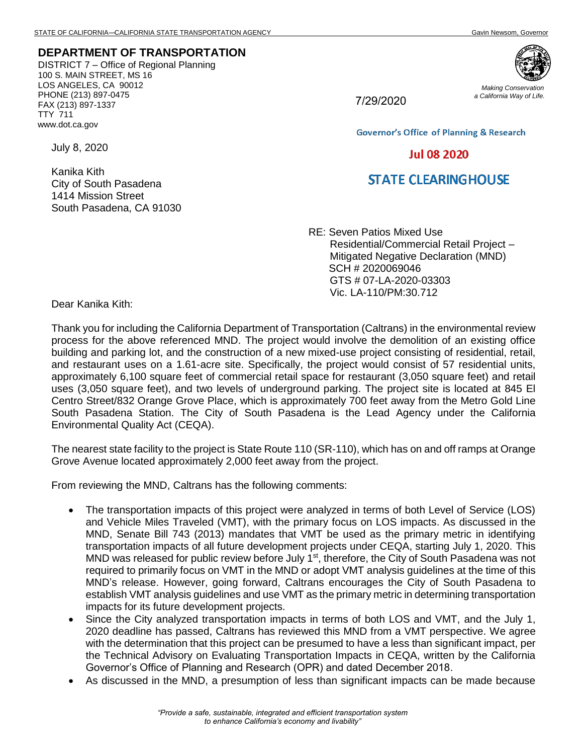STATE OF CALIFORNIA—CALIFORNIA STATE TRANSPORTATION AGENCY Gavin Newsom, Governor

**DEPARTMENT OF TRANSPORTATION**
DISTRICT 7 – Office of Regional Planning
100 S. MAIN STREET, MS 16
LOS ANGELES, CA 90012
PHONE (213) 897-0475
FAX (213) 897-1337
TTY 711
www.dot.ca.gov

*Making Conservation a California Way of Life.*

7/29/2020

Governor's Office of Planning & Research

Jul 08 2020

STATE CLEARINGHOUSE

July 8, 2020

Kanika Kith
City of South Pasadena
1414 Mission Street
South Pasadena, CA 91030

RE: Seven Patios Mixed Use Residential/Commercial Retail Project – Mitigated Negative Declaration (MND)
SCH # 2020069046
GTS # 07-LA-2020-03303
Vic. LA-110/PM:30.712

Dear Kanika Kith:

Thank you for including the California Department of Transportation (Caltrans) in the environmental review process for the above referenced MND. The project would involve the demolition of an existing office building and parking lot, and the construction of a new mixed-use project consisting of residential, retail, and restaurant uses on a 1.61-acre site. Specifically, the project would consist of 57 residential units, approximately 6,100 square feet of commercial retail space for restaurant (3,050 square feet) and retail uses (3,050 square feet), and two levels of underground parking. The project site is located at 845 El Centro Street/832 Orange Grove Place, which is approximately 700 feet away from the Metro Gold Line South Pasadena Station. The City of South Pasadena is the Lead Agency under the California Environmental Quality Act (CEQA).

The nearest state facility to the project is State Route 110 (SR-110), which has on and off ramps at Orange Grove Avenue located approximately 2,000 feet away from the project.

From reviewing the MND, Caltrans has the following comments:

- The transportation impacts of this project were analyzed in terms of both Level of Service (LOS) and Vehicle Miles Traveled (VMT), with the primary focus on LOS impacts. As discussed in the MND, Senate Bill 743 (2013) mandates that VMT be used as the primary metric in identifying transportation impacts of all future development projects under CEQA, starting July 1, 2020. This MND was released for public review before July 1st, therefore, the City of South Pasadena was not required to primarily focus on VMT in the MND or adopt VMT analysis guidelines at the time of this MND's release. However, going forward, Caltrans encourages the City of South Pasadena to establish VMT analysis guidelines and use VMT as the primary metric in determining transportation impacts for its future development projects.
- Since the City analyzed transportation impacts in terms of both LOS and VMT, and the July 1, 2020 deadline has passed, Caltrans has reviewed this MND from a VMT perspective. We agree with the determination that this project can be presumed to have a less than significant impact, per the Technical Advisory on Evaluating Transportation Impacts in CEQA, written by the California Governor's Office of Planning and Research (OPR) and dated December 2018.
- As discussed in the MND, a presumption of less than significant impacts can be made because

*"Provide a safe, sustainable, integrated and efficient transportation system to enhance California's economy and livability"*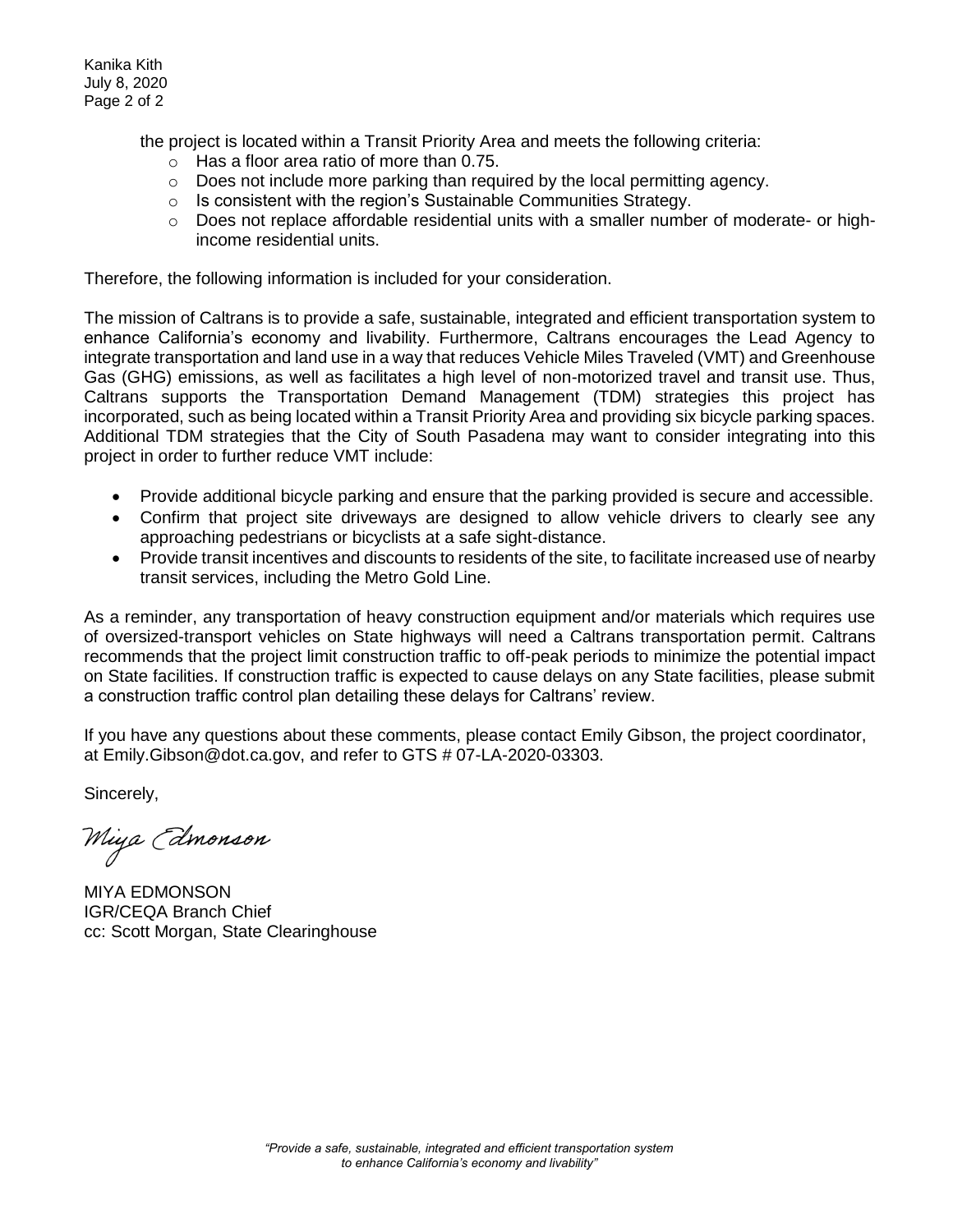the project is located within a Transit Priority Area and meets the following criteria:

- Has a floor area ratio of more than 0.75.
- Does not include more parking than required by the local permitting agency.
- Is consistent with the region's Sustainable Communities Strategy.
- Does not replace affordable residential units with a smaller number of moderate- or high-income residential units.

Therefore, the following information is included for your consideration.

The mission of Caltrans is to provide a safe, sustainable, integrated and efficient transportation system to enhance California's economy and livability. Furthermore, Caltrans encourages the Lead Agency to integrate transportation and land use in a way that reduces Vehicle Miles Traveled (VMT) and Greenhouse Gas (GHG) emissions, as well as facilitates a high level of non-motorized travel and transit use. Thus, Caltrans supports the Transportation Demand Management (TDM) strategies this project has incorporated, such as being located within a Transit Priority Area and providing six bicycle parking spaces. Additional TDM strategies that the City of South Pasadena may want to consider integrating into this project in order to further reduce VMT include:

- Provide additional bicycle parking and ensure that the parking provided is secure and accessible.
- Confirm that project site driveways are designed to allow vehicle drivers to clearly see any approaching pedestrians or bicyclists at a safe sight-distance.
- Provide transit incentives and discounts to residents of the site, to facilitate increased use of nearby transit services, including the Metro Gold Line.

As a reminder, any transportation of heavy construction equipment and/or materials which requires use of oversized-transport vehicles on State highways will need a Caltrans transportation permit. Caltrans recommends that the project limit construction traffic to off-peak periods to minimize the potential impact on State facilities. If construction traffic is expected to cause delays on any State facilities, please submit a construction traffic control plan detailing these delays for Caltrans' review.

If you have any questions about these comments, please contact Emily Gibson, the project coordinator, at Emily.Gibson@dot.ca.gov, and refer to GTS # 07-LA-2020-03303.

Sincerely,

*Miya Edmonson*

MIYA EDMONSON
IGR/CEQA Branch Chief
cc: Scott Morgan, State Clearinghouse

*"Provide a safe, sustainable, integrated and efficient transportation system to enhance California's economy and livability"*